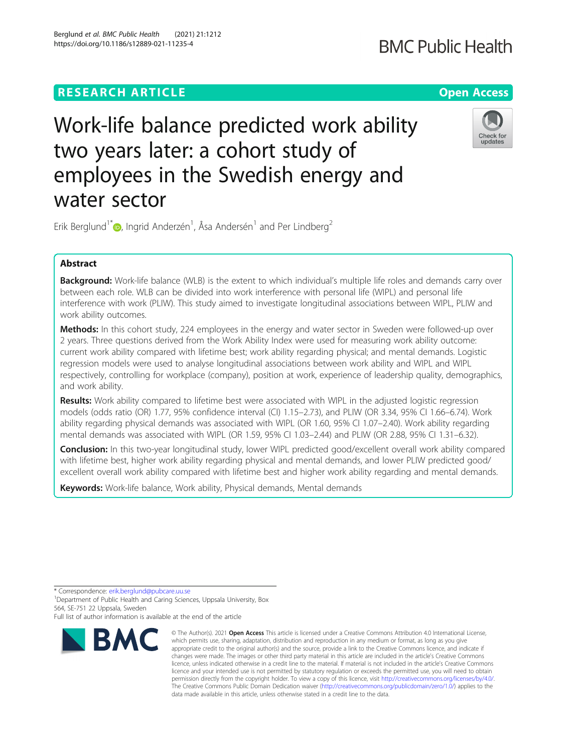# RESEARCH ARTICLE

**Open Access**

# Work-life balance predicted work ability two years later: a cohort study of employees in the Swedish energy and water sector

Erik Berglund[1*], Ingrid Anderzén[1], Åsa Andersén[1] and Per Lindberg[2]

## Abstract

**Background:** Work-life balance (WLB) is the extent to which individual's multiple life roles and demands carry over between each role. WLB can be divided into work interference with personal life (WIPL) and personal life interference with work (PLIW). This study aimed to investigate longitudinal associations between WIPL, PLIW and work ability outcomes.

**Methods:** In this cohort study, 224 employees in the energy and water sector in Sweden were followed-up over 2 years. Three questions derived from the Work Ability Index were used for measuring work ability outcome: current work ability compared with lifetime best; work ability regarding physical; and mental demands. Logistic regression models were used to analyse longitudinal associations between work ability and WIPL and WIPL respectively, controlling for workplace (company), position at work, experience of leadership quality, demographics, and work ability.

**Results:** Work ability compared to lifetime best were associated with WIPL in the adjusted logistic regression models (odds ratio (OR) 1.77, 95% confidence interval (CI) 1.15–2.73), and PLIW (OR 3.34, 95% CI 1.66–6.74). Work ability regarding physical demands was associated with WIPL (OR 1.60, 95% CI 1.07–2.40). Work ability regarding mental demands was associated with WIPL (OR 1.59, 95% CI 1.03–2.44) and PLIW (OR 2.88, 95% CI 1.31–6.32).

**Conclusion:** In this two-year longitudinal study, lower WIPL predicted good/excellent overall work ability compared with lifetime best, higher work ability regarding physical and mental demands, and lower PLIW predicted good/excellent overall work ability compared with lifetime best and higher work ability regarding and mental demands.

**Keywords:** Work-life balance, Work ability, Physical demands, Mental demands

---

* Correspondence: erik.berglund@pubcare.uu.se

[1]Department of Public Health and Caring Sciences, Uppsala University, Box 564, SE-751 22 Uppsala, Sweden

Full list of author information is available at the end of the article

© The Author(s). 2021 **Open Access** This article is licensed under a Creative Commons Attribution 4.0 International License, which permits use, sharing, adaptation, distribution and reproduction in any medium or format, as long as you give appropriate credit to the original author(s) and the source, provide a link to the Creative Commons licence, and indicate if changes were made. The images or other third party material in this article are included in the article's Creative Commons licence, unless indicated otherwise in a credit line to the material. If material is not included in the article's Creative Commons licence and your intended use is not permitted by statutory regulation or exceeds the permitted use, you will need to obtain permission directly from the copyright holder. To view a copy of this licence, visit http://creativecommons.org/licenses/by/4.0/. The Creative Commons Public Domain Dedication waiver (http://creativecommons.org/publicdomain/zero/1.0/) applies to the data made available in this article, unless otherwise stated in a credit line to the data.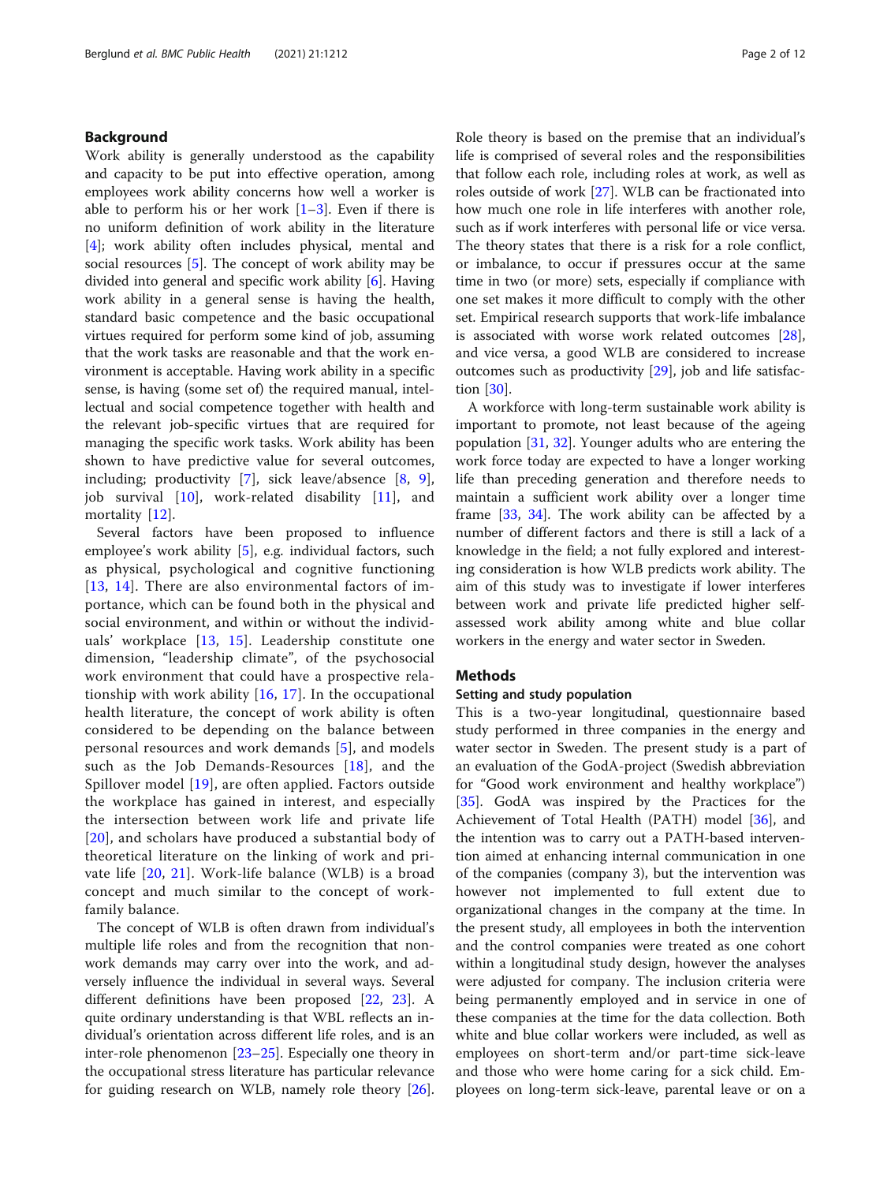## Background

Work ability is generally understood as the capability and capacity to be put into effective operation, among employees work ability concerns how well a worker is able to perform his or her work [1–3]. Even if there is no uniform definition of work ability in the literature [4]; work ability often includes physical, mental and social resources [5]. The concept of work ability may be divided into general and specific work ability [6]. Having work ability in a general sense is having the health, standard basic competence and the basic occupational virtues required for perform some kind of job, assuming that the work tasks are reasonable and that the work environment is acceptable. Having work ability in a specific sense, is having (some set of) the required manual, intellectual and social competence together with health and the relevant job-specific virtues that are required for managing the specific work tasks. Work ability has been shown to have predictive value for several outcomes, including; productivity [7], sick leave/absence [8, 9], job survival [10], work-related disability [11], and mortality [12].

Several factors have been proposed to influence employee's work ability [5], e.g. individual factors, such as physical, psychological and cognitive functioning [13, 14]. There are also environmental factors of importance, which can be found both in the physical and social environment, and within or without the individuals' workplace [13, 15]. Leadership constitute one dimension, "leadership climate", of the psychosocial work environment that could have a prospective relationship with work ability [16, 17]. In the occupational health literature, the concept of work ability is often considered to be depending on the balance between personal resources and work demands [5], and models such as the Job Demands-Resources [18], and the Spillover model [19], are often applied. Factors outside the workplace has gained in interest, and especially the intersection between work life and private life [20], and scholars have produced a substantial body of theoretical literature on the linking of work and private life [20, 21]. Work-life balance (WLB) is a broad concept and much similar to the concept of work-family balance.

The concept of WLB is often drawn from individual's multiple life roles and from the recognition that non-work demands may carry over into the work, and adversely influence the individual in several ways. Several different definitions have been proposed [22, 23]. A quite ordinary understanding is that WBL reflects an individual's orientation across different life roles, and is an inter-role phenomenon [23–25]. Especially one theory in the occupational stress literature has particular relevance for guiding research on WLB, namely role theory [26]. Role theory is based on the premise that an individual's life is comprised of several roles and the responsibilities that follow each role, including roles at work, as well as roles outside of work [27]. WLB can be fractionated into how much one role in life interferes with another role, such as if work interferes with personal life or vice versa. The theory states that there is a risk for a role conflict, or imbalance, to occur if pressures occur at the same time in two (or more) sets, especially if compliance with one set makes it more difficult to comply with the other set. Empirical research supports that work-life imbalance is associated with worse work related outcomes [28], and vice versa, a good WLB are considered to increase outcomes such as productivity [29], job and life satisfaction [30].

A workforce with long-term sustainable work ability is important to promote, not least because of the ageing population [31, 32]. Younger adults who are entering the work force today are expected to have a longer working life than preceding generation and therefore needs to maintain a sufficient work ability over a longer time frame [33, 34]. The work ability can be affected by a number of different factors and there is still a lack of a knowledge in the field; a not fully explored and interesting consideration is how WLB predicts work ability. The aim of this study was to investigate if lower interferes between work and private life predicted higher self-assessed work ability among white and blue collar workers in the energy and water sector in Sweden.

## Methods

### Setting and study population

This is a two-year longitudinal, questionnaire based study performed in three companies in the energy and water sector in Sweden. The present study is a part of an evaluation of the GodA-project (Swedish abbreviation for "Good work environment and healthy workplace") [35]. GodA was inspired by the Practices for the Achievement of Total Health (PATH) model [36], and the intention was to carry out a PATH-based intervention aimed at enhancing internal communication in one of the companies (company 3), but the intervention was however not implemented to full extent due to organizational changes in the company at the time. In the present study, all employees in both the intervention and the control companies were treated as one cohort within a longitudinal study design, however the analyses were adjusted for company. The inclusion criteria were being permanently employed and in service in one of these companies at the time for the data collection. Both white and blue collar workers were included, as well as employees on short-term and/or part-time sick-leave and those who were home caring for a sick child. Employees on long-term sick-leave, parental leave or on a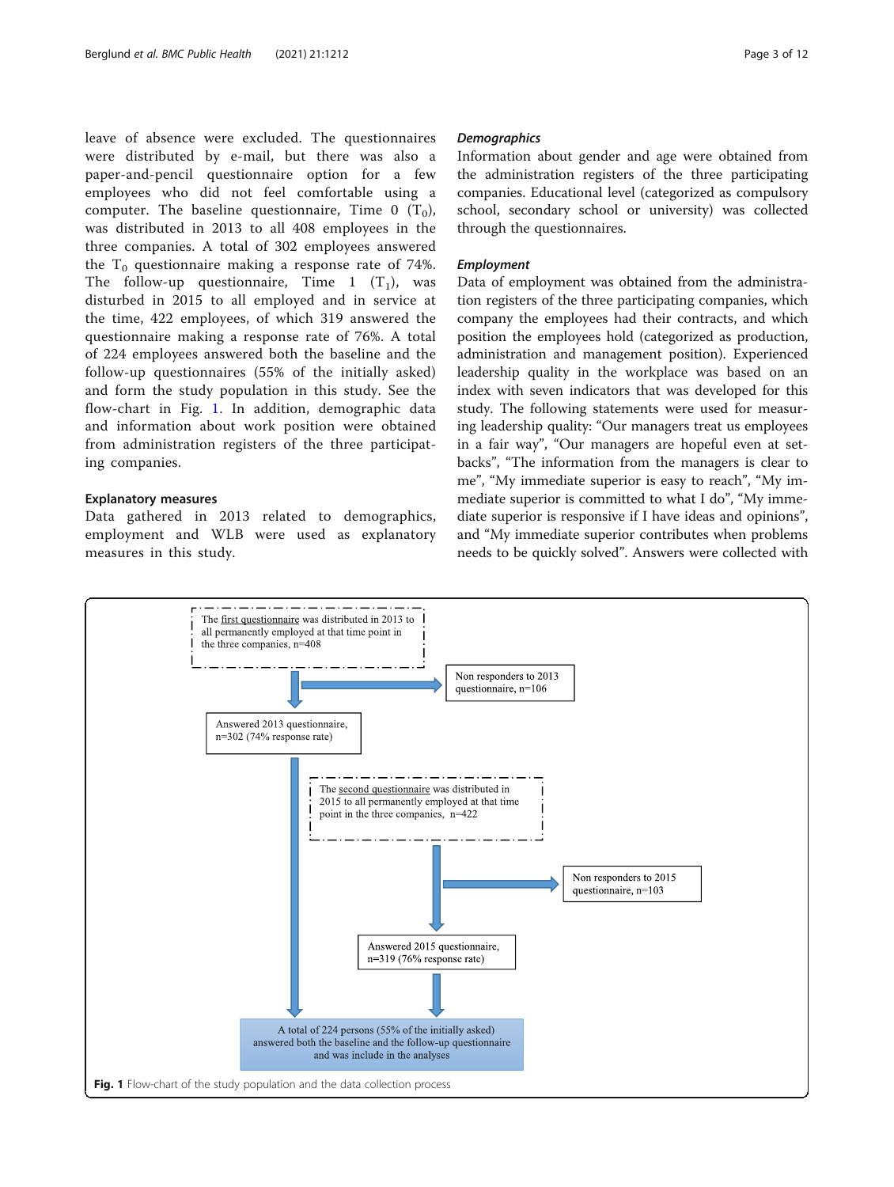leave of absence were excluded. The questionnaires were distributed by e-mail, but there was also a paper-and-pencil questionnaire option for a few employees who did not feel comfortable using a computer. The baseline questionnaire, Time 0 ($T_0$), was distributed in 2013 to all 408 employees in the three companies. A total of 302 employees answered the $T_0$ questionnaire making a response rate of 74%. The follow-up questionnaire, Time 1 ($T_1$), was disturbed in 2015 to all employed and in service at the time, 422 employees, of which 319 answered the questionnaire making a response rate of 76%. A total of 224 employees answered both the baseline and the follow-up questionnaires (55% of the initially asked) and form the study population in this study. See the flow-chart in Fig. 1. In addition, demographic data and information about work position were obtained from administration registers of the three participating companies.

### Explanatory measures

Data gathered in 2013 related to demographics, employment and WLB were used as explanatory measures in this study.

#### *Demographics*

Information about gender and age were obtained from the administration registers of the three participating companies. Educational level (categorized as compulsory school, secondary school or university) was collected through the questionnaires.

#### *Employment*

Data of employment was obtained from the administration registers of the three participating companies, which company the employees had their contracts, and which position the employees hold (categorized as production, administration and management position). Experienced leadership quality in the workplace was based on an index with seven indicators that was developed for this study. The following statements were used for measuring leadership quality: "Our managers treat us employees in a fair way", "Our managers are hopeful even at setbacks", "The information from the managers is clear to me", "My immediate superior is easy to reach", "My immediate superior is committed to what I do", "My immediate superior is responsive if I have ideas and opinions", and "My immediate superior contributes when problems needs to be quickly solved". Answers were collected with

The first questionnaire was distributed in 2013 to all permanently employed at that time point in the three companies, n=408

Non responders to 2013 questionnaire, n=106

Answered 2013 questionnaire, n=302 (74% response rate)

The second questionnaire was distributed in 2015 to all permanently employed at that time point in the three companies, n=422

Non responders to 2015 questionnaire, n=103

Answered 2015 questionnaire, n=319 (76% response rate)

A total of 224 persons (55% of the initially asked) answered both the baseline and the follow-up questionnaire and was include in the analyses

**Fig. 1** Flow-chart of the study population and the data collection process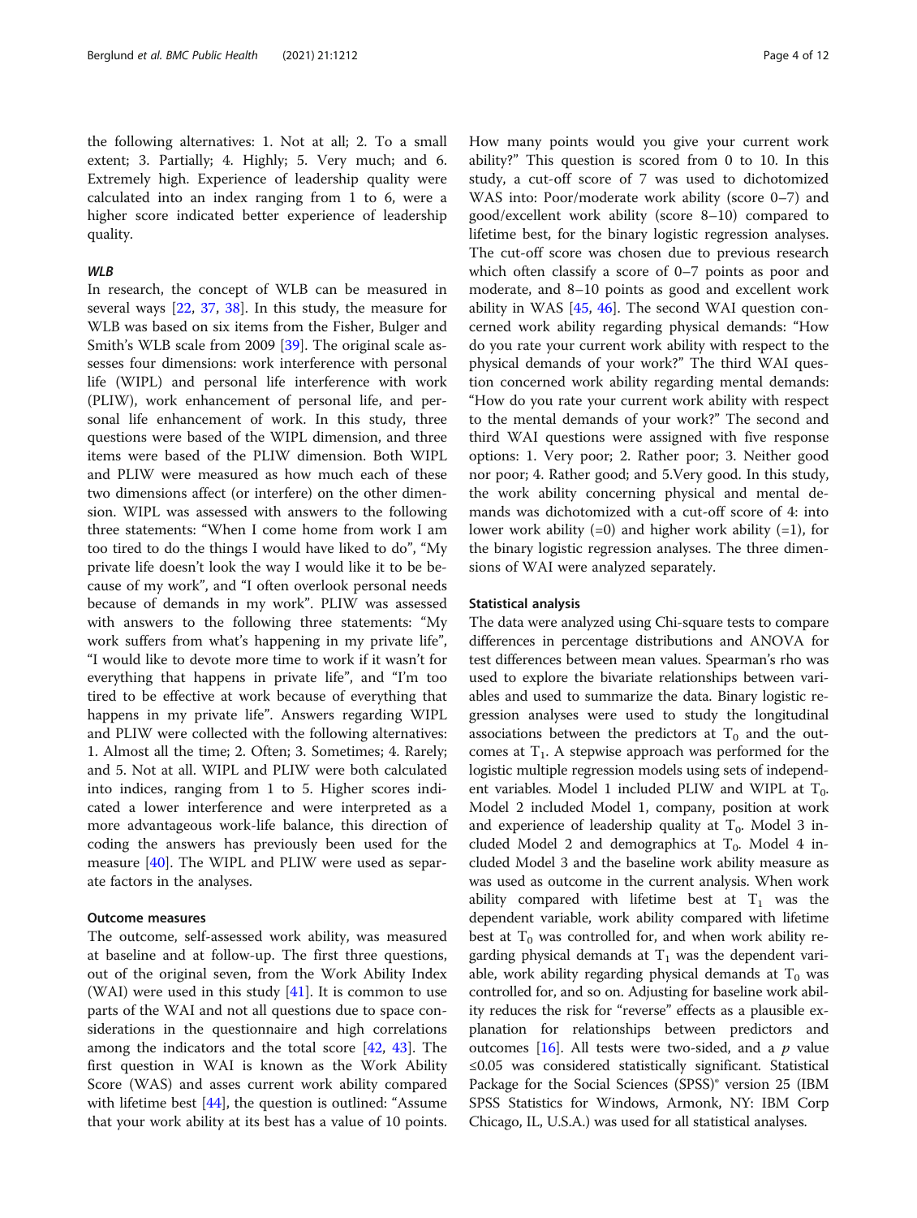the following alternatives: 1. Not at all; 2. To a small extent; 3. Partially; 4. Highly; 5. Very much; and 6. Extremely high. Experience of leadership quality were calculated into an index ranging from 1 to 6, were a higher score indicated better experience of leadership quality.

### *WLB*

In research, the concept of WLB can be measured in several ways [22, 37, 38]. In this study, the measure for WLB was based on six items from the Fisher, Bulger and Smith's WLB scale from 2009 [39]. The original scale assesses four dimensions: work interference with personal life (WIPL) and personal life interference with work (PLIW), work enhancement of personal life, and personal life enhancement of work. In this study, three questions were based of the WIPL dimension, and three items were based of the PLIW dimension. Both WIPL and PLIW were measured as how much each of these two dimensions affect (or interfere) on the other dimension. WIPL was assessed with answers to the following three statements: "When I come home from work I am too tired to do the things I would have liked to do", "My private life doesn't look the way I would like it to be because of my work", and "I often overlook personal needs because of demands in my work". PLIW was assessed with answers to the following three statements: "My work suffers from what's happening in my private life", "I would like to devote more time to work if it wasn't for everything that happens in private life", and "I'm too tired to be effective at work because of everything that happens in my private life". Answers regarding WIPL and PLIW were collected with the following alternatives: 1. Almost all the time; 2. Often; 3. Sometimes; 4. Rarely; and 5. Not at all. WIPL and PLIW were both calculated into indices, ranging from 1 to 5. Higher scores indicated a lower interference and were interpreted as a more advantageous work-life balance, this direction of coding the answers has previously been used for the measure [40]. The WIPL and PLIW were used as separate factors in the analyses.

### Outcome measures

The outcome, self-assessed work ability, was measured at baseline and at follow-up. The first three questions, out of the original seven, from the Work Ability Index (WAI) were used in this study [41]. It is common to use parts of the WAI and not all questions due to space considerations in the questionnaire and high correlations among the indicators and the total score [42, 43]. The first question in WAI is known as the Work Ability Score (WAS) and asses current work ability compared with lifetime best [44], the question is outlined: "Assume that your work ability at its best has a value of 10 points. How many points would you give your current work ability?" This question is scored from 0 to 10. In this study, a cut-off score of 7 was used to dichotomized WAS into: Poor/moderate work ability (score 0–7) and good/excellent work ability (score 8–10) compared to lifetime best, for the binary logistic regression analyses. The cut-off score was chosen due to previous research which often classify a score of 0–7 points as poor and moderate, and 8–10 points as good and excellent work ability in WAS [45, 46]. The second WAI question concerned work ability regarding physical demands: "How do you rate your current work ability with respect to the physical demands of your work?" The third WAI question concerned work ability regarding mental demands: "How do you rate your current work ability with respect to the mental demands of your work?" The second and third WAI questions were assigned with five response options: 1. Very poor; 2. Rather poor; 3. Neither good nor poor; 4. Rather good; and 5.Very good. In this study, the work ability concerning physical and mental demands was dichotomized with a cut-off score of 4: into lower work ability (=0) and higher work ability (=1), for the binary logistic regression analyses. The three dimensions of WAI were analyzed separately.

### Statistical analysis

The data were analyzed using Chi-square tests to compare differences in percentage distributions and ANOVA for test differences between mean values. Spearman's rho was used to explore the bivariate relationships between variables and used to summarize the data. Binary logistic regression analyses were used to study the longitudinal associations between the predictors at $T_0$ and the outcomes at $T_1$. A stepwise approach was performed for the logistic multiple regression models using sets of independent variables. Model 1 included PLIW and WIPL at $T_0$. Model 2 included Model 1, company, position at work and experience of leadership quality at $T_0$. Model 3 included Model 2 and demographics at $T_0$. Model 4 included Model 3 and the baseline work ability measure as was used as outcome in the current analysis. When work ability compared with lifetime best at $T_1$ was the dependent variable, work ability compared with lifetime best at $T_0$ was controlled for, and when work ability regarding physical demands at $T_1$ was the dependent variable, work ability regarding physical demands at $T_0$ was controlled for, and so on. Adjusting for baseline work ability reduces the risk for "reverse" effects as a plausible explanation for relationships between predictors and outcomes [16]. All tests were two-sided, and a $p$ value ≤0.05 was considered statistically significant. Statistical Package for the Social Sciences (SPSS)® version 25 (IBM SPSS Statistics for Windows, Armonk, NY: IBM Corp Chicago, IL, U.S.A.) was used for all statistical analyses.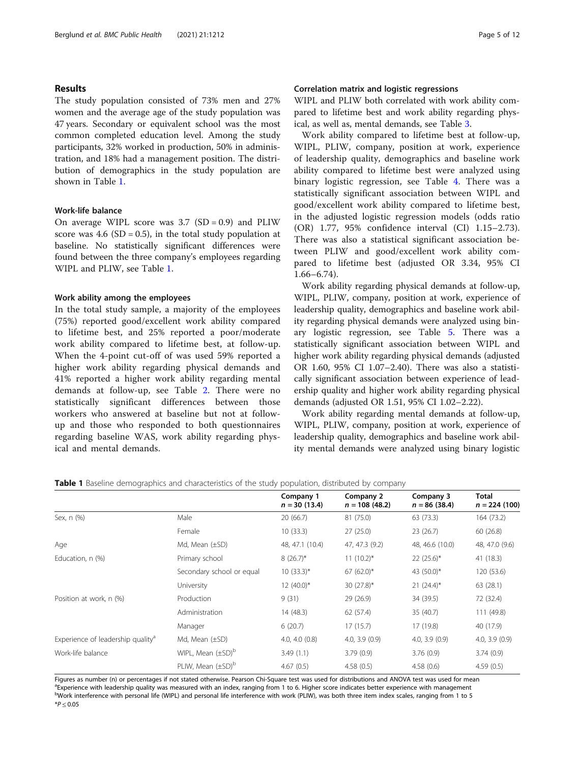## Results

The study population consisted of 73% men and 27% women and the average age of the study population was 47 years. Secondary or equivalent school was the most common completed education level. Among the study participants, 32% worked in production, 50% in administration, and 18% had a management position. The distribution of demographics in the study population are shown in Table 1.

### Work-life balance

On average WIPL score was 3.7 (SD = 0.9) and PLIW score was 4.6 (SD = 0.5), in the total study population at baseline. No statistically significant differences were found between the three company's employees regarding WIPL and PLIW, see Table 1.

### Work ability among the employees

In the total study sample, a majority of the employees (75%) reported good/excellent work ability compared to lifetime best, and 25% reported a poor/moderate work ability compared to lifetime best, at follow-up. When the 4-point cut-off of was used 59% reported a higher work ability regarding physical demands and 41% reported a higher work ability regarding mental demands at follow-up, see Table 2. There were no statistically significant differences between those workers who answered at baseline but not at follow-up and those who responded to both questionnaires regarding baseline WAS, work ability regarding physical and mental demands.

### Correlation matrix and logistic regressions

WIPL and PLIW both correlated with work ability compared to lifetime best and work ability regarding physical, as well as, mental demands, see Table 3.

Work ability compared to lifetime best at follow-up, WIPL, PLIW, company, position at work, experience of leadership quality, demographics and baseline work ability compared to lifetime best were analyzed using binary logistic regression, see Table 4. There was a statistically significant association between WIPL and good/excellent work ability compared to lifetime best, in the adjusted logistic regression models (odds ratio (OR) 1.77, 95% confidence interval (CI) 1.15–2.73). There was also a statistical significant association between PLIW and good/excellent work ability compared to lifetime best (adjusted OR 3.34, 95% CI 1.66–6.74).

Work ability regarding physical demands at follow-up, WIPL, PLIW, company, position at work, experience of leadership quality, demographics and baseline work ability regarding physical demands were analyzed using binary logistic regression, see Table 5. There was a statistically significant association between WIPL and higher work ability regarding physical demands (adjusted OR 1.60, 95% CI 1.07–2.40). There was also a statistically significant association between experience of leadership quality and higher work ability regarding physical demands (adjusted OR 1.51, 95% CI 1.02–2.22).

Work ability regarding mental demands at follow-up, WIPL, PLIW, company, position at work, experience of leadership quality, demographics and baseline work ability mental demands were analyzed using binary logistic

**Table 1** Baseline demographics and characteristics of the study population, distributed by company

| | | Company 1 $n = 30$ (13.4) | Company 2 $n = 108$ (48.2) | Company 3 $n = 86$ (38.4) | Total $n = 224$ (100) |
|---|---|---|---|---|---|
| Sex, n (%) | Male | 20 (66.7) | 81 (75.0) | 63 (73.3) | 164 (73.2) |
| | Female | 10 (33.3) | 27 (25.0) | 23 (26.7) | 60 (26.8) |
| Age | Md, Mean (±SD) | 48, 47.1 (10.4) | 47, 47.3 (9.2) | 48, 46.6 (10.0) | 48, 47.0 (9.6) |
| Education, n (%) | Primary school | 8 (26.7)* | 11 (10.2)* | 22 (25.6)* | 41 (18.3) |
| | Secondary school or equal | 10 (33.3)* | 67 (62.0)* | 43 (50.0)* | 120 (53.6) |
| | University | 12 (40.0)* | 30 (27.8)* | 21 (24.4)* | 63 (28.1) |
| Position at work, n (%) | Production | 9 (31) | 29 (26.9) | 34 (39.5) | 72 (32.4) |
| | Administration | 14 (48.3) | 62 (57.4) | 35 (40.7) | 111 (49.8) |
| | Manager | 6 (20.7) | 17 (15.7) | 17 (19.8) | 40 (17.9) |
| Experience of leadership quality[a] | Md, Mean (±SD) | 4.0, 4.0 (0.8) | 4.0, 3.9 (0.9) | 4.0, 3.9 (0.9) | 4.0, 3.9 (0.9) |
| Work-life balance | WIPL, Mean (±SD)[b] | 3.49 (1.1) | 3.79 (0.9) | 3.76 (0.9) | 3.74 (0.9) |
| | PLIW, Mean (±SD)[b] | 4.67 (0.5) | 4.58 (0.5) | 4.58 (0.6) | 4.59 (0.5) |

Figures as number (n) or percentages if not stated otherwise. Pearson Chi-Square test was used for distributions and ANOVA test was used for mean
[a]Experience with leadership quality was measured with an index, ranging from 1 to 6. Higher score indicates better experience with management
[b]Work interference with personal life (WIPL) and personal life interference with work (PLIW), was both three item index scales, ranging from 1 to 5
*$P \leq 0.05$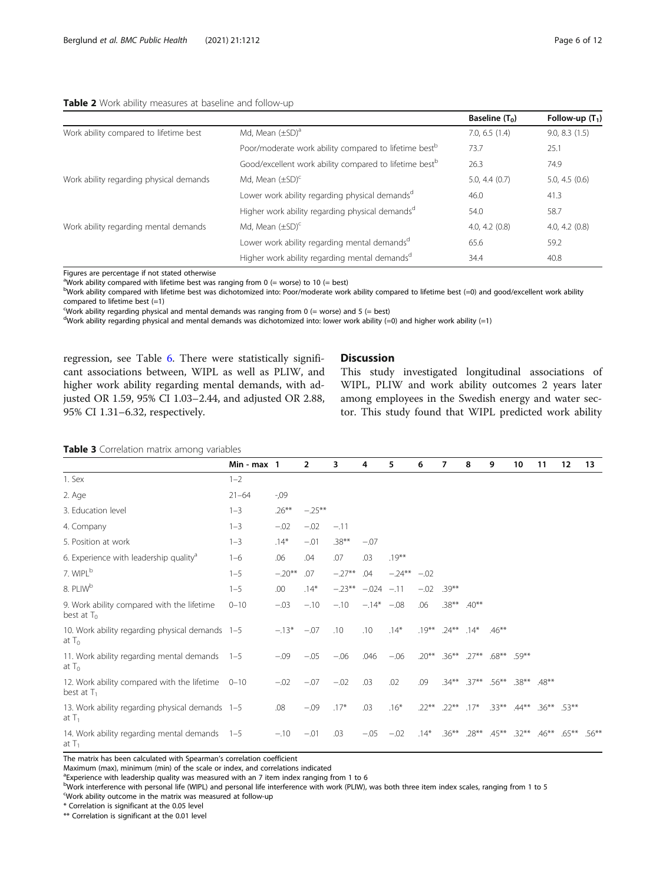**Table 2** Work ability measures at baseline and follow-up

| | | Baseline ($T_0$) | Follow-up ($T_1$) |
|---|---|---|---|
| Work ability compared to lifetime best | Md, Mean (±SD)[a] | 7.0, 6.5 (1.4) | 9.0, 8.3 (1.5) |
| | Poor/moderate work ability compared to lifetime best[b] | 73.7 | 25.1 |
| | Good/excellent work ability compared to lifetime best[b] | 26.3 | 74.9 |
| Work ability regarding physical demands | Md, Mean (±SD)[c] | 5.0, 4.4 (0.7) | 5.0, 4.5 (0.6) |
| | Lower work ability regarding physical demands[d] | 46.0 | 41.3 |
| | Higher work ability regarding physical demands[d] | 54.0 | 58.7 |
| Work ability regarding mental demands | Md, Mean (±SD)[c] | 4.0, 4.2 (0.8) | 4.0, 4.2 (0.8) |
| | Lower work ability regarding mental demands[d] | 65.6 | 59.2 |
| | Higher work ability regarding mental demands[d] | 34.4 | 40.8 |

Figures are percentage if not stated otherwise
[a]Work ability compared with lifetime best was ranging from 0 (= worse) to 10 (= best)
[b]Work ability compared with lifetime best was dichotomized into: Poor/moderate work ability compared to lifetime best (=0) and good/excellent work ability compared to lifetime best (=1)
[c]Work ability regarding physical and mental demands was ranging from 0 (= worse) and 5 (= best)
[d]Work ability regarding physical and mental demands was dichotomized into: lower work ability (=0) and higher work ability (=1)

regression, see Table 6. There were statistically significant associations between, WIPL as well as PLIW, and higher work ability regarding mental demands, with adjusted OR 1.59, 95% CI 1.03–2.44, and adjusted OR 2.88, 95% CI 1.31–6.32, respectively.

## Discussion

This study investigated longitudinal associations of WIPL, PLIW and work ability outcomes 2 years later among employees in the Swedish energy and water sector. This study found that WIPL predicted work ability

**Table 3** Correlation matrix among variables

| | Min - max | 1 | 2 | 3 | 4 | 5 | 6 | 7 | 8 | 9 | 10 | 11 | 12 | 13 |
|---|---|---|---|---|---|---|---|---|---|---|---|---|---|---|
| 1. Sex | 1–2 | | | | | | | | | | | | | |
| 2. Age | 21–64 | -,09 | | | | | | | | | | | | |
| 3. Education level | 1–3 | .26** | −.25** | | | | | | | | | | | |
| 4. Company | 1–3 | −.02 | −.02 | −.11 | | | | | | | | | | |
| 5. Position at work | 1–3 | .14* | −.01 | .38** | −.07 | | | | | | | | | |
| 6. Experience with leadership quality[a] | 1–6 | .06 | .04 | .07 | .03 | .19** | | | | | | | | |
| 7. WIPL[b] | 1–5 | −.20** | .07 | −.27** | .04 | −.24** | −.02 | | | | | | | |
| 8. PLIW[b] | 1–5 | .00 | .14* | −.23** | −.024 | −.11 | −.02 | .39** | | | | | | |
| 9. Work ability compared with the lifetime best at $T_0$ | 0–10 | −.03 | −.10 | −.10 | −.14* | −.08 | .06 | .38** | .40** | | | | | |
| 10. Work ability regarding physical demands at $T_0$ | 1–5 | −.13* | −.07 | .10 | .10 | .14* | .19** | .24** | .14* | .46** | | | | |
| 11. Work ability regarding mental demands at $T_0$ | 1–5 | −.09 | −.05 | −.06 | .046 | −.06 | .20** | .36** | .27** | .68** | .59** | | | |
| 12. Work ability compared with the lifetime best at $T_1$ | 0–10 | −.02 | −.07 | −.02 | .03 | .02 | .09 | .34** | .37** | .56** | .38** | .48** | | |
| 13. Work ability regarding physical demands at $T_1$ | 1–5 | .08 | −.09 | .17* | .03 | .16* | .22** | .22** | .17* | .33** | .44** | .36** | .53** | |
| 14. Work ability regarding mental demands at $T_1$ | 1–5 | −.10 | −.01 | .03 | −.05 | −.02 | .14* | .36** | .28** | .45** | .32** | .46** | .65** | .56** |

The matrix has been calculated with Spearman's correlation coefficient
Maximum (max), minimum (min) of the scale or index, and correlations indicated
[a]Experience with leadership quality was measured with an 7 item index ranging from 1 to 6
[b]Work interference with personal life (WIPL) and personal life interference with work (PLIW), was both three item index scales, ranging from 1 to 5
[c]Work ability outcome in the matrix was measured at follow-up
\* Correlation is significant at the 0.05 level
\*\* Correlation is significant at the 0.01 level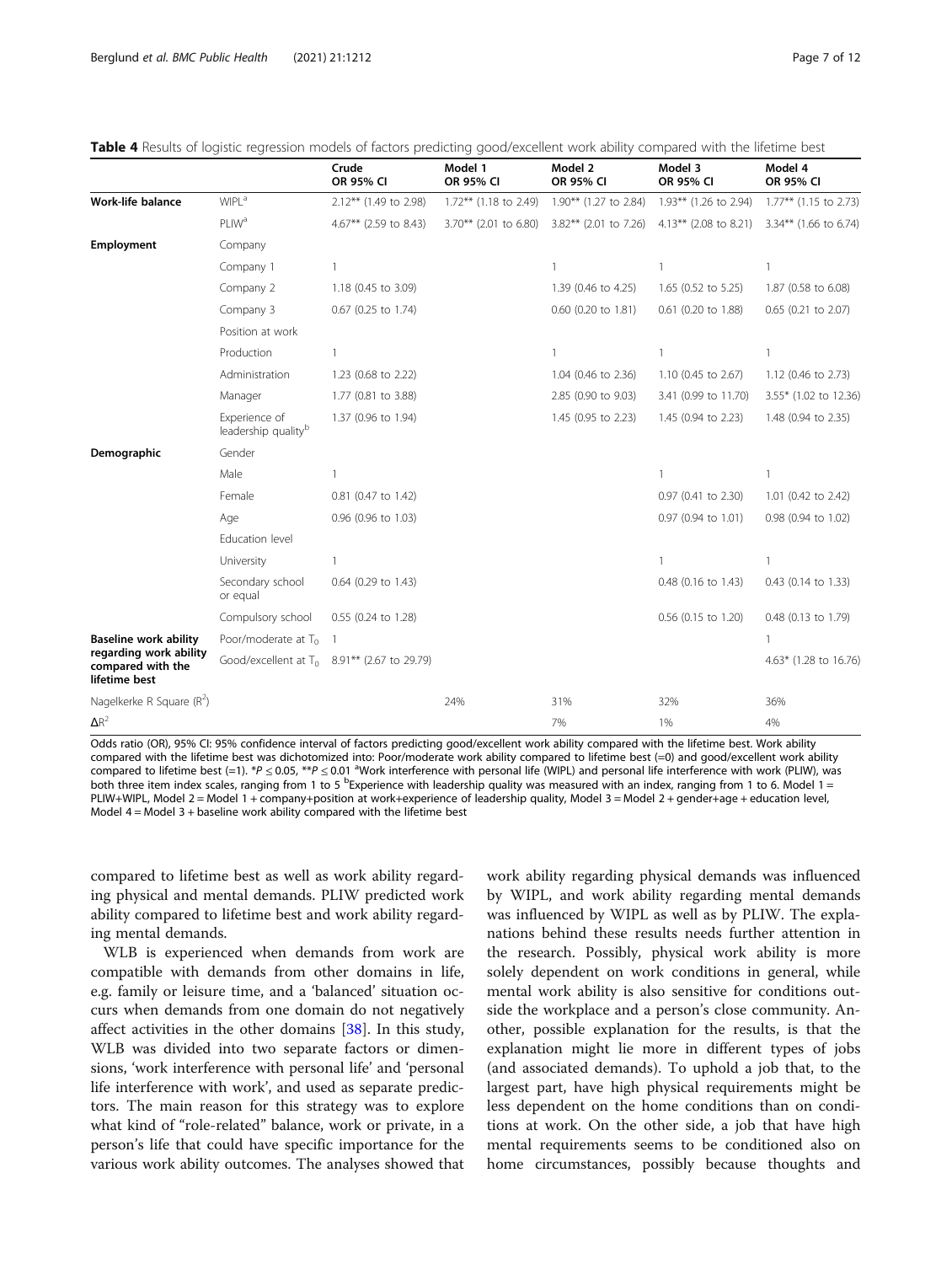**Table 4** Results of logistic regression models of factors predicting good/excellent work ability compared with the lifetime best

| | | Crude OR 95% CI | Model 1 OR 95% CI | Model 2 OR 95% CI | Model 3 OR 95% CI | Model 4 OR 95% CI |
|---|---|---|---|---|---|---|
| **Work-life balance** | WIPL[a] | 2.12** (1.49 to 2.98) | 1.72** (1.18 to 2.49) | 1.90** (1.27 to 2.84) | 1.93** (1.26 to 2.94) | 1.77** (1.15 to 2.73) |
| | PLIW[a] | 4.67** (2.59 to 8.43) | 3.70** (2.01 to 6.80) | 3.82** (2.01 to 7.26) | 4.13** (2.08 to 8.21) | 3.34** (1.66 to 6.74) |
| **Employment** | Company | | | | | |
| | Company 1 | 1 | | 1 | 1 | 1 |
| | Company 2 | 1.18 (0.45 to 3.09) | | 1.39 (0.46 to 4.25) | 1.65 (0.52 to 5.25) | 1.87 (0.58 to 6.08) |
| | Company 3 | 0.67 (0.25 to 1.74) | | 0.60 (0.20 to 1.81) | 0.61 (0.20 to 1.88) | 0.65 (0.21 to 2.07) |
| | Position at work | | | | | |
| | Production | 1 | | 1 | 1 | 1 |
| | Administration | 1.23 (0.68 to 2.22) | | 1.04 (0.46 to 2.36) | 1.10 (0.45 to 2.67) | 1.12 (0.46 to 2.73) |
| | Manager | 1.77 (0.81 to 3.88) | | 2.85 (0.90 to 9.03) | 3.41 (0.99 to 11.70) | 3.55* (1.02 to 12.36) |
| | Experience of leadership quality[b] | 1.37 (0.96 to 1.94) | | 1.45 (0.95 to 2.23) | 1.45 (0.94 to 2.23) | 1.48 (0.94 to 2.35) |
| **Demographic** | Gender | | | | | |
| | Male | 1 | | | 1 | 1 |
| | Female | 0.81 (0.47 to 1.42) | | | 0.97 (0.41 to 2.30) | 1.01 (0.42 to 2.42) |
| | Age | 0.96 (0.96 to 1.03) | | | 0.97 (0.94 to 1.01) | 0.98 (0.94 to 1.02) |
| | Education level | | | | | |
| | University | 1 | | | 1 | 1 |
| | Secondary school or equal | 0.64 (0.29 to 1.43) | | | 0.48 (0.16 to 1.43) | 0.43 (0.14 to 1.33) |
| | Compulsory school | 0.55 (0.24 to 1.28) | | | 0.56 (0.15 to 1.20) | 0.48 (0.13 to 1.79) |
| **Baseline work ability regarding work ability compared with the lifetime best** | Poor/moderate at $T_0$ | 1 | | | | 1 |
| | Good/excellent at $T_0$ | 8.91** (2.67 to 29.79) | | | | 4.63* (1.28 to 16.76) |
| Nagelkerke R Square ($R^2$) | | | 24% | 31% | 32% | 36% |
| $\Delta R^2$ | | | | 7% | 1% | 4% |

Odds ratio (OR), 95% CI: 95% confidence interval of factors predicting good/excellent work ability compared with the lifetime best. Work ability compared with the lifetime best was dichotomized into: Poor/moderate work ability compared to lifetime best (=0) and good/excellent work ability compared to lifetime best (=1). *$P \leq 0.05$, **$P \leq 0.01$ [a]Work interference with personal life (WIPL) and personal life interference with work (PLIW), was both three item index scales, ranging from 1 to 5 [b]Experience with leadership quality was measured with an index, ranging from 1 to 6. Model 1 = PLIW+WIPL, Model 2 = Model 1 + company+position at work+experience of leadership quality, Model 3 = Model 2 + gender+age + education level, Model 4 = Model 3 + baseline work ability compared with the lifetime best

compared to lifetime best as well as work ability regarding physical and mental demands. PLIW predicted work ability compared to lifetime best and work ability regarding mental demands.

WLB is experienced when demands from work are compatible with demands from other domains in life, e.g. family or leisure time, and a 'balanced' situation occurs when demands from one domain do not negatively affect activities in the other domains [38]. In this study, WLB was divided into two separate factors or dimensions, 'work interference with personal life' and 'personal life interference with work', and used as separate predictors. The main reason for this strategy was to explore what kind of "role-related" balance, work or private, in a person's life that could have specific importance for the various work ability outcomes. The analyses showed that work ability regarding physical demands was influenced by WIPL, and work ability regarding mental demands was influenced by WIPL as well as by PLIW. The explanations behind these results needs further attention in the research. Possibly, physical work ability is more solely dependent on work conditions in general, while mental work ability is also sensitive for conditions outside the workplace and a person's close community. Another, possible explanation for the results, is that the explanation might lie more in different types of jobs (and associated demands). To uphold a job that, to the largest part, have high physical requirements might be less dependent on the home conditions than on conditions at work. On the other side, a job that have high mental requirements seems to be conditioned also on home circumstances, possibly because thoughts and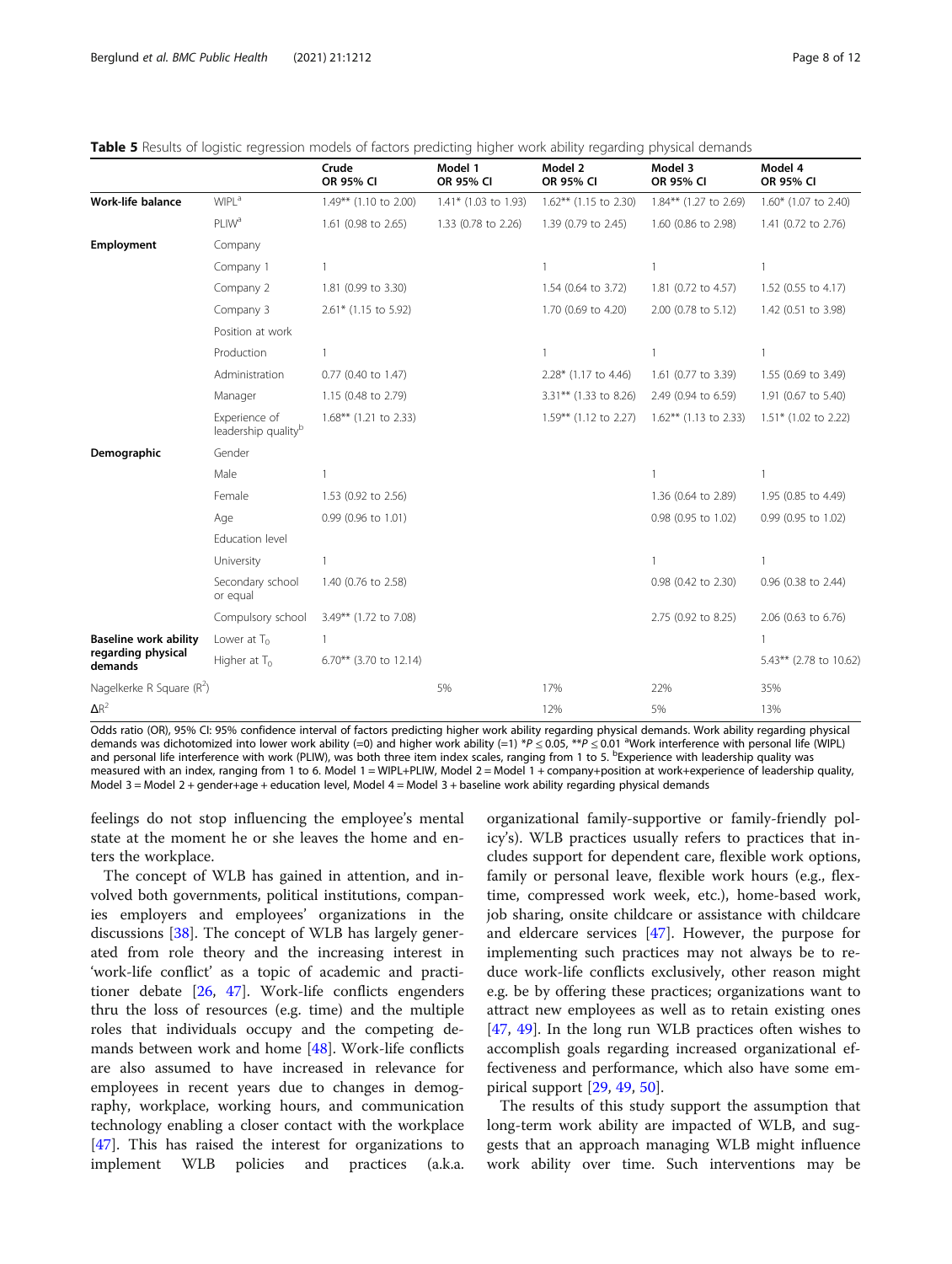**Table 5** Results of logistic regression models of factors predicting higher work ability regarding physical demands

| | | Crude OR 95% CI | Model 1 OR 95% CI | Model 2 OR 95% CI | Model 3 OR 95% CI | Model 4 OR 95% CI |
|---|---|---|---|---|---|---|
| **Work-life balance** | WIPL[a] | 1.49** (1.10 to 2.00) | 1.41* (1.03 to 1.93) | 1.62** (1.15 to 2.30) | 1.84** (1.27 to 2.69) | 1.60* (1.07 to 2.40) |
| | PLIW[a] | 1.61 (0.98 to 2.65) | 1.33 (0.78 to 2.26) | 1.39 (0.79 to 2.45) | 1.60 (0.86 to 2.98) | 1.41 (0.72 to 2.76) |
| **Employment** | Company | | | | | |
| | Company 1 | 1 | | 1 | 1 | 1 |
| | Company 2 | 1.81 (0.99 to 3.30) | | 1.54 (0.64 to 3.72) | 1.81 (0.72 to 4.57) | 1.52 (0.55 to 4.17) |
| | Company 3 | 2.61* (1.15 to 5.92) | | 1.70 (0.69 to 4.20) | 2.00 (0.78 to 5.12) | 1.42 (0.51 to 3.98) |
| | Position at work | | | | | |
| | Production | 1 | | 1 | 1 | 1 |
| | Administration | 0.77 (0.40 to 1.47) | | 2.28* (1.17 to 4.46) | 1.61 (0.77 to 3.39) | 1.55 (0.69 to 3.49) |
| | Manager | 1.15 (0.48 to 2.79) | | 3.31** (1.33 to 8.26) | 2.49 (0.94 to 6.59) | 1.91 (0.67 to 5.40) |
| | Experience of leadership quality[b] | 1.68** (1.21 to 2.33) | | 1.59** (1.12 to 2.27) | 1.62** (1.13 to 2.33) | 1.51* (1.02 to 2.22) |
| **Demographic** | Gender | | | | | |
| | Male | 1 | | | 1 | 1 |
| | Female | 1.53 (0.92 to 2.56) | | | 1.36 (0.64 to 2.89) | 1.95 (0.85 to 4.49) |
| | Age | 0.99 (0.96 to 1.01) | | | 0.98 (0.95 to 1.02) | 0.99 (0.95 to 1.02) |
| | Education level | | | | | |
| | University | 1 | | | 1 | 1 |
| | Secondary school or equal | 1.40 (0.76 to 2.58) | | | 0.98 (0.42 to 2.30) | 0.96 (0.38 to 2.44) |
| | Compulsory school | 3.49** (1.72 to 7.08) | | | 2.75 (0.92 to 8.25) | 2.06 (0.63 to 6.76) |
| **Baseline work ability regarding physical demands** | Lower at $T_0$ | 1 | | | | 1 |
| | Higher at $T_0$ | 6.70** (3.70 to 12.14) | | | | 5.43** (2.78 to 10.62) |
| Nagelkerke R Square ($R^2$) | | | 5% | 17% | 22% | 35% |
| $\Delta R^2$ | | | | 12% | 5% | 13% |

Odds ratio (OR), 95% CI: 95% confidence interval of factors predicting higher work ability regarding physical demands. Work ability regarding physical demands was dichotomized into lower work ability (=0) and higher work ability (=1) *$P \leq 0.05$, **$P \leq 0.01$ [a]Work interference with personal life (WIPL) and personal life interference with work (PLIW), was both three item index scales, ranging from 1 to 5. [b]Experience with leadership quality was measured with an index, ranging from 1 to 6. Model 1 = WIPL+PLIW, Model 2 = Model 1 + company+position at work+experience of leadership quality, Model 3 = Model 2 + gender+age + education level, Model 4 = Model 3 + baseline work ability regarding physical demands

feelings do not stop influencing the employee's mental state at the moment he or she leaves the home and enters the workplace.

The concept of WLB has gained in attention, and involved both governments, political institutions, companies employers and employees' organizations in the discussions [38]. The concept of WLB has largely generated from role theory and the increasing interest in 'work-life conflict' as a topic of academic and practitioner debate [26, 47]. Work-life conflicts engenders thru the loss of resources (e.g. time) and the multiple roles that individuals occupy and the competing demands between work and home [48]. Work-life conflicts are also assumed to have increased in relevance for employees in recent years due to changes in demography, workplace, working hours, and communication technology enabling a closer contact with the workplace [47]. This has raised the interest for organizations to implement WLB policies and practices (a.k.a. organizational family-supportive or family-friendly policy's). WLB practices usually refers to practices that includes support for dependent care, flexible work options, family or personal leave, flexible work hours (e.g., flextime, compressed work week, etc.), home-based work, job sharing, onsite childcare or assistance with childcare and eldercare services [47]. However, the purpose for implementing such practices may not always be to reduce work-life conflicts exclusively, other reason might e.g. be by offering these practices; organizations want to attract new employees as well as to retain existing ones [47, 49]. In the long run WLB practices often wishes to accomplish goals regarding increased organizational effectiveness and performance, which also have some empirical support [29, 49, 50].

The results of this study support the assumption that long-term work ability are impacted of WLB, and suggests that an approach managing WLB might influence work ability over time. Such interventions may be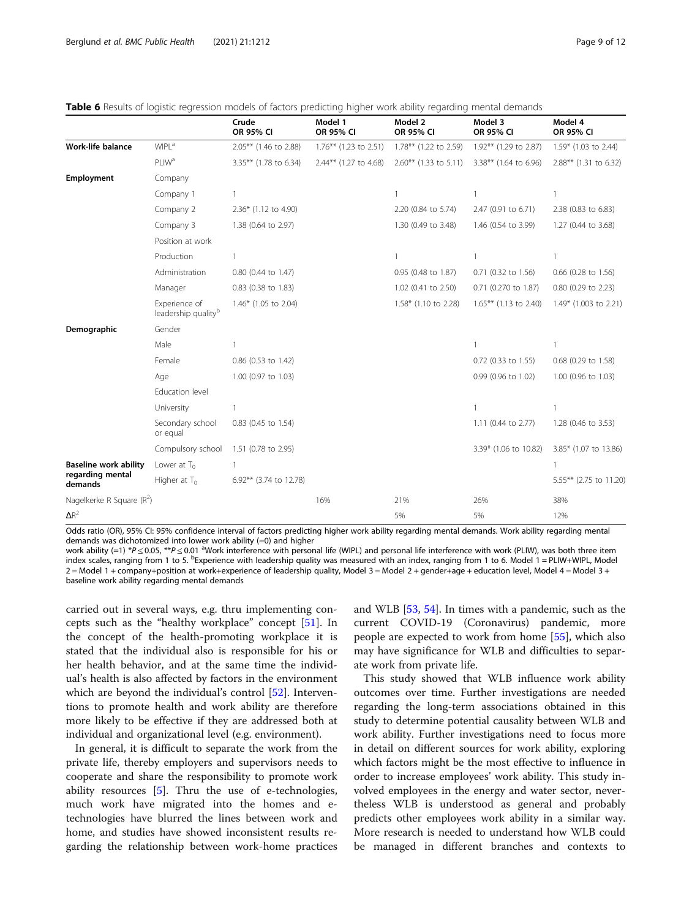**Table 6** Results of logistic regression models of factors predicting higher work ability regarding mental demands

| | | Crude OR 95% CI | Model 1 OR 95% CI | Model 2 OR 95% CI | Model 3 OR 95% CI | Model 4 OR 95% CI |
|---|---|---|---|---|---|---|
| **Work-life balance** | WIPL[a] | 2.05** (1.46 to 2.88) | 1.76** (1.23 to 2.51) | 1.78** (1.22 to 2.59) | 1.92** (1.29 to 2.87) | 1.59* (1.03 to 2.44) |
| | PLIW[a] | 3.35** (1.78 to 6.34) | 2.44** (1.27 to 4.68) | 2.60** (1.33 to 5.11) | 3.38** (1.64 to 6.96) | 2.88** (1.31 to 6.32) |
| **Employment** | Company | | | | | |
| | Company 1 | 1 | | 1 | 1 | 1 |
| | Company 2 | 2.36* (1.12 to 4.90) | | 2.20 (0.84 to 5.74) | 2.47 (0.91 to 6.71) | 2.38 (0.83 to 6.83) |
| | Company 3 | 1.38 (0.64 to 2.97) | | 1.30 (0.49 to 3.48) | 1.46 (0.54 to 3.99) | 1.27 (0.44 to 3.68) |
| | Position at work | | | | | |
| | Production | 1 | | 1 | 1 | 1 |
| | Administration | 0.80 (0.44 to 1.47) | | 0.95 (0.48 to 1.87) | 0.71 (0.32 to 1.56) | 0.66 (0.28 to 1.56) |
| | Manager | 0.83 (0.38 to 1.83) | | 1.02 (0.41 to 2.50) | 0.71 (0.270 to 1.87) | 0.80 (0.29 to 2.23) |
| | Experience of leadership quality[b] | 1.46* (1.05 to 2.04) | | 1.58* (1.10 to 2.28) | 1.65** (1.13 to 2.40) | 1.49* (1.003 to 2.21) |
| **Demographic** | Gender | | | | | |
| | Male | 1 | | | 1 | 1 |
| | Female | 0.86 (0.53 to 1.42) | | | 0.72 (0.33 to 1.55) | 0.68 (0.29 to 1.58) |
| | Age | 1.00 (0.97 to 1.03) | | | 0.99 (0.96 to 1.02) | 1.00 (0.96 to 1.03) |
| | Education level | | | | | |
| | University | 1 | | | 1 | 1 |
| | Secondary school or equal | 0.83 (0.45 to 1.54) | | | 1.11 (0.44 to 2.77) | 1.28 (0.46 to 3.53) |
| | Compulsory school | 1.51 (0.78 to 2.95) | | | 3.39* (1.06 to 10.82) | 3.85* (1.07 to 13.86) |
| **Baseline work ability regarding mental demands** | Lower at $T_0$ | 1 | | | | 1 |
| | Higher at $T_0$ | 6.92** (3.74 to 12.78) | | | | 5.55** (2.75 to 11.20) |
| Nagelkerke R Square ($R^2$) | | | 16% | 21% | 26% | 38% |
| $\Delta R^2$ | | | | 5% | 5% | 12% |

Odds ratio (OR), 95% CI: 95% confidence interval of factors predicting higher work ability regarding mental demands. Work ability regarding mental demands was dichotomized into lower work ability (=0) and higher work ability (=1) *$P \leq 0.05$, **$P \leq 0.01$ [a]Work interference with personal life (WIPL) and personal life interference with work (PLIW), was both three item index scales, ranging from 1 to 5. [b]Experience with leadership quality was measured with an index, ranging from 1 to 6. Model 1 = PLIW+WIPL, Model 2 = Model 1 + company+position at work+experience of leadership quality, Model 3 = Model 2 + gender+age + education level, Model 4 = Model 3 + baseline work ability regarding mental demands

carried out in several ways, e.g. thru implementing concepts such as the "healthy workplace" concept [51]. In the concept of the health-promoting workplace it is stated that the individual also is responsible for his or her health behavior, and at the same time the individual's health is also affected by factors in the environment which are beyond the individual's control [52]. Interventions to promote health and work ability are therefore more likely to be effective if they are addressed both at individual and organizational level (e.g. environment).

In general, it is difficult to separate the work from the private life, thereby employers and supervisors needs to cooperate and share the responsibility to promote work ability resources [5]. Thru the use of e-technologies, much work have migrated into the homes and e-technologies have blurred the lines between work and home, and studies have showed inconsistent results regarding the relationship between work-home practices and WLB [53, 54]. In times with a pandemic, such as the current COVID-19 (Coronavirus) pandemic, more people are expected to work from home [55], which also may have significance for WLB and difficulties to separate work from private life.

This study showed that WLB influence work ability outcomes over time. Further investigations are needed regarding the long-term associations obtained in this study to determine potential causality between WLB and work ability. Further investigations need to focus more in detail on different sources for work ability, exploring which factors might be the most effective to influence in order to increase employees' work ability. This study involved employees in the energy and water sector, nevertheless WLB is understood as general and probably predicts other employees work ability in a similar way. More research is needed to understand how WLB could be managed in different branches and contexts to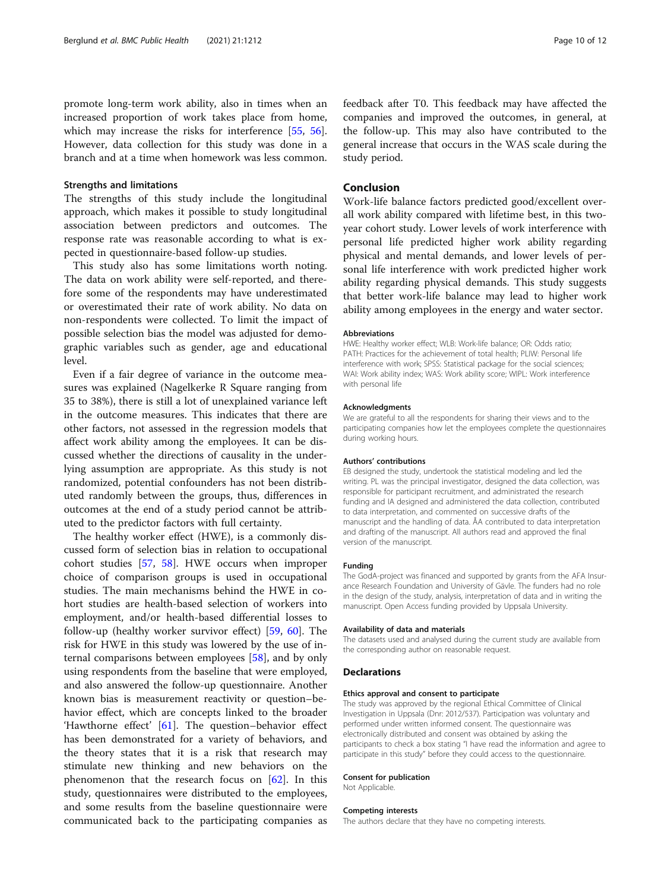promote long-term work ability, also in times when an increased proportion of work takes place from home, which may increase the risks for interference [55, 56]. However, data collection for this study was done in a branch and at a time when homework was less common.

### Strengths and limitations

The strengths of this study include the longitudinal approach, which makes it possible to study longitudinal association between predictors and outcomes. The response rate was reasonable according to what is expected in questionnaire-based follow-up studies.

This study also has some limitations worth noting. The data on work ability were self-reported, and therefore some of the respondents may have underestimated or overestimated their rate of work ability. No data on non-respondents were collected. To limit the impact of possible selection bias the model was adjusted for demographic variables such as gender, age and educational level.

Even if a fair degree of variance in the outcome measures was explained (Nagelkerke R Square ranging from 35 to 38%), there is still a lot of unexplained variance left in the outcome measures. This indicates that there are other factors, not assessed in the regression models that affect work ability among the employees. It can be discussed whether the directions of causality in the underlying assumption are appropriate. As this study is not randomized, potential confounders has not been distributed randomly between the groups, thus, differences in outcomes at the end of a study period cannot be attributed to the predictor factors with full certainty.

The healthy worker effect (HWE), is a commonly discussed form of selection bias in relation to occupational cohort studies [57, 58]. HWE occurs when improper choice of comparison groups is used in occupational studies. The main mechanisms behind the HWE in cohort studies are health-based selection of workers into employment, and/or health-based differential losses to follow-up (healthy worker survivor effect) [59, 60]. The risk for HWE in this study was lowered by the use of internal comparisons between employees [58], and by only using respondents from the baseline that were employed, and also answered the follow-up questionnaire. Another known bias is measurement reactivity or question–behavior effect, which are concepts linked to the broader 'Hawthorne effect' [61]. The question–behavior effect has been demonstrated for a variety of behaviors, and the theory states that it is a risk that research may stimulate new thinking and new behaviors on the phenomenon that the research focus on [62]. In this study, questionnaires were distributed to the employees, and some results from the baseline questionnaire were communicated back to the participating companies as feedback after T0. This feedback may have affected the companies and improved the outcomes, in general, at the follow-up. This may also have contributed to the general increase that occurs in the WAS scale during the study period.

## Conclusion

Work-life balance factors predicted good/excellent overall work ability compared with lifetime best, in this two-year cohort study. Lower levels of work interference with personal life predicted higher work ability regarding physical and mental demands, and lower levels of personal life interference with work predicted higher work ability regarding physical demands. This study suggests that better work-life balance may lead to higher work ability among employees in the energy and water sector.

#### Abbreviations

HWE: Healthy worker effect; WLB: Work-life balance; OR: Odds ratio; PATH: Practices for the achievement of total health; PLIW: Personal life interference with work; SPSS: Statistical package for the social sciences; WAI: Work ability index; WAS: Work ability score; WIPL: Work interference with personal life

#### Acknowledgments

We are grateful to all the respondents for sharing their views and to the participating companies how let the employees complete the questionnaires during working hours.

#### Authors' contributions

EB designed the study, undertook the statistical modeling and led the writing. PL was the principal investigator, designed the data collection, was responsible for participant recruitment, and administrated the research funding and IA designed and administered the data collection, contributed to data interpretation, and commented on successive drafts of the manuscript and the handling of data. ÅA contributed to data interpretation and drafting of the manuscript. All authors read and approved the final version of the manuscript.

#### Funding

The GodA-project was financed and supported by grants from the AFA Insurance Research Foundation and University of Gävle. The funders had no role in the design of the study, analysis, interpretation of data and in writing the manuscript. Open Access funding provided by Uppsala University.

#### Availability of data and materials

The datasets used and analysed during the current study are available from the corresponding author on reasonable request.

## Declarations

#### Ethics approval and consent to participate

The study was approved by the regional Ethical Committee of Clinical Investigation in Uppsala (Dnr: 2012/537). Participation was voluntary and performed under written informed consent. The questionnaire was electronically distributed and consent was obtained by asking the participants to check a box stating "I have read the information and agree to participate in this study" before they could access to the questionnaire.

#### Consent for publication

Not Applicable.

#### Competing interests

The authors declare that they have no competing interests.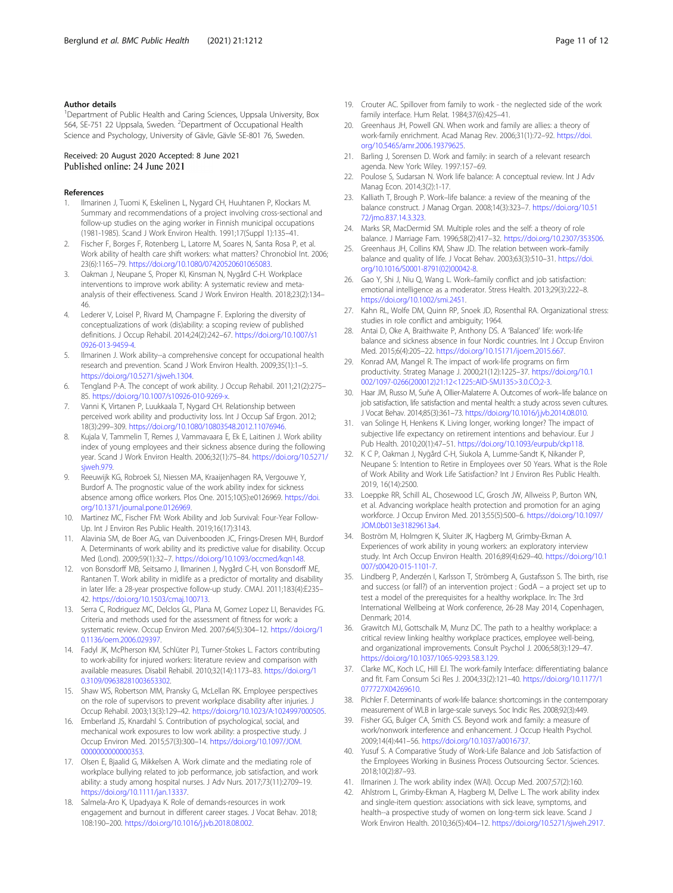### Author details

[1]Department of Public Health and Caring Sciences, Uppsala University, Box 564, SE-751 22 Uppsala, Sweden. [2]Department of Occupational Health Science and Psychology, University of Gävle, Gävle SE-801 76, Sweden.

Received: 20 August 2020 Accepted: 8 June 2021
Published online: 24 June 2021

### References

1. Ilmarinen J, Tuomi K, Eskelinen L, Nygard CH, Huuhtanen P, Klockars M. Summary and recommendations of a project involving cross-sectional and follow-up studies on the aging worker in Finnish municipal occupations (1981-1985). Scand J Work Environ Health. 1991;17(Suppl 1):135–41.
2. Fischer F, Borges F, Rotenberg L, Latorre M, Soares N, Santa Rosa P, et al. Work ability of health care shift workers: what matters? Chronobiol Int. 2006; 23(6):1165–79. https://doi.org/10.1080/07420520601065083.
3. Oakman J, Neupane S, Proper KI, Kinsman N, Nygård C-H. Workplace interventions to improve work ability: A systematic review and meta-analysis of their effectiveness. Scand J Work Environ Health. 2018;23(2):134–46.
4. Lederer V, Loisel P, Rivard M, Champagne F. Exploring the diversity of conceptualizations of work (dis)ability: a scoping review of published definitions. J Occup Rehabil. 2014;24(2):242–67. https://doi.org/10.1007/s10926-013-9459-4.
5. Ilmarinen J. Work ability--a comprehensive concept for occupational health research and prevention. Scand J Work Environ Health. 2009;35(1):1–5. https://doi.org/10.5271/sjweh.1304.
6. Tengland P-A. The concept of work ability. J Occup Rehabil. 2011;21(2):275–85. https://doi.org/10.1007/s10926-010-9269-x.
7. Vanni K, Virtanen P, Luukkaala T, Nygard CH. Relationship between perceived work ability and productivity loss. Int J Occup Saf Ergon. 2012; 18(3):299–309. https://doi.org/10.1080/10803548.2012.11076946.
8. Kujala V, Tammelin T, Remes J, Vammavaara E, Ek E, Laitinen J. Work ability index of young employees and their sickness absence during the following year. Scand J Work Environ Health. 2006;32(1):75–84. https://doi.org/10.5271/sjweh.979.
9. Reeuwijk KG, Robroek SJ, Niessen MA, Kraaijenhagen RA, Vergouwe Y, Burdorf A. The prognostic value of the work ability index for sickness absence among office workers. Plos One. 2015;10(5):e0126969. https://doi.org/10.1371/journal.pone.0126969.
10. Martinez MC, Fischer FM: Work Ability and Job Survival: Four-Year Follow-Up. Int J Environ Res Public Health. 2019;16(17):3143.
11. Alavinia SM, de Boer AG, van Duivenbooden JC, Frings-Dresen MH, Burdorf A. Determinants of work ability and its predictive value for disability. Occup Med (Lond). 2009;59(1):32–7. https://doi.org/10.1093/occmed/kqn148.
12. von Bonsdorff MB, Seitsamo J, Ilmarinen J, Nygård C-H, von Bonsdorff ME, Rantanen T. Work ability in midlife as a predictor of mortality and disability in later life: a 28-year prospective follow-up study. CMAJ. 2011;183(4):E235–42. https://doi.org/10.1503/cmaj.100713.
13. Serra C, Rodriguez MC, Delclos GL, Plana M, Gomez Lopez LI, Benavides FG. Criteria and methods used for the assessment of fitness for work: a systematic review. Occup Environ Med. 2007;64(5):304–12. https://doi.org/10.1136/oem.2006.029397.
14. Fadyl JK, McPherson KM, Schlüter PJ, Turner-Stokes L. Factors contributing to work-ability for injured workers: literature review and comparison with available measures. Disabil Rehabil. 2010;32(14):1173–83. https://doi.org/10.3109/09638281003653302.
15. Shaw WS, Robertson MM, Pransky G, McLellan RK. Employee perspectives on the role of supervisors to prevent workplace disability after injuries. J Occup Rehabil. 2003;13(3):129–42. https://doi.org/10.1023/A:1024997000505.
16. Emberland JS, Knardahl S. Contribution of psychological, social, and mechanical work exposures to low work ability: a prospective study. J Occup Environ Med. 2015;57(3):300–14. https://doi.org/10.1097/JOM.0000000000000353.
17. Olsen E, Bjaalid G, Mikkelsen A. Work climate and the mediating role of workplace bullying related to job performance, job satisfaction, and work ability: a study among hospital nurses. J Adv Nurs. 2017;73(11):2709–19. https://doi.org/10.1111/jan.13337.
18. Salmela-Aro K, Upadyaya K. Role of demands-resources in work engagement and burnout in different career stages. J Vocat Behav. 2018; 108:190–200. https://doi.org/10.1016/j.jvb.2018.08.002.
19. Crouter AC. Spillover from family to work - the neglected side of the work family interface. Hum Relat. 1984;37(6):425–41.
20. Greenhaus JH, Powell GN. When work and family are allies: a theory of work-family enrichment. Acad Manag Rev. 2006;31(1):72–92. https://doi.org/10.5465/amr.2006.19379625.
21. Barling J, Sorensen D. Work and family: in search of a relevant research agenda. New York: Wiley. 1997:157–69.
22. Poulose S, Sudarsan N. Work life balance: A conceptual review. Int J Adv Manag Econ. 2014;3(2):1-17.
23. Kalliath T, Brough P. Work–life balance: a review of the meaning of the balance construct. J Manag Organ. 2008;14(3):323–7. https://doi.org/10.5172/jmo.837.14.3.323.
24. Marks SR, MacDermid SM. Multiple roles and the self: a theory of role balance. J Marriage Fam. 1996;58(2):417–32. https://doi.org/10.2307/353506.
25. Greenhaus JH, Collins KM, Shaw JD. The relation between work–family balance and quality of life. J Vocat Behav. 2003;63(3):510–31. https://doi.org/10.1016/S0001-8791(02)00042-8.
26. Gao Y, Shi J, Niu Q, Wang L. Work–family conflict and job satisfaction: emotional intelligence as a moderator. Stress Health. 2013;29(3):222–8. https://doi.org/10.1002/smi.2451.
27. Kahn RL, Wolfe DM, Quinn RP, Snoek JD, Rosenthal RA. Organizational stress: studies in role conflict and ambiguity; 1964.
28. Antai D, Oke A, Braithwaite P, Anthony DS. A 'Balanced' life: work-life balance and sickness absence in four Nordic countries. Int J Occup Environ Med. 2015;6(4):205–22. https://doi.org/10.15171/ijoem.2015.667.
29. Konrad AM, Mangel R. The impact of work-life programs on firm productivity. Strateg Manage J. 2000;21(12):1225–37. https://doi.org/10.1002/1097-0266(200012)21:12<1225::AID-SMJ135>3.0.CO;2-3.
30. Haar JM, Russo M, Suñe A, Ollier-Malaterre A. Outcomes of work–life balance on job satisfaction, life satisfaction and mental health: a study across seven cultures. J Vocat Behav. 2014;85(3):361–73. https://doi.org/10.1016/j.jvb.2014.08.010.
31. van Solinge H, Henkens K. Living longer, working longer? The impact of subjective life expectancy on retirement intentions and behaviour. Eur J Pub Health. 2010;20(1):47–51. https://doi.org/10.1093/eurpub/ckp118.
32. K C P, Oakman J, Nygård C-H, Siukola A, Lumme-Sandt K, Nikander P, Neupane S: Intention to Retire in Employees over 50 Years. What is the Role of Work Ability and Work Life Satisfaction? Int J Environ Res Public Health. 2019, 16(14):2500.
33. Loeppke RR, Schill AL, Chosewood LC, Grosch JW, Allweiss P, Burton WN, et al. Advancing workplace health protection and promotion for an aging workforce. J Occup Environ Med. 2013;55(5):500–6. https://doi.org/10.1097/JOM.0b013e31829613a4.
34. Boström M, Holmgren K, Sluiter JK, Hagberg M, Grimby-Ekman A. Experiences of work ability in young workers: an exploratory interview study. Int Arch Occup Environ Health. 2016;89(4):629–40. https://doi.org/10.1007/s00420-015-1101-7.
35. Lindberg P, Anderzén I, Karlsson T, Strömberg A, Gustafsson S. The birth, rise and success (or fall?) of an intervention project : GodA – a project set up to test a model of the prerequisites for a healthy workplace. In: The 3rd International Wellbeing at Work conference, 26-28 May 2014, Copenhagen, Denmark; 2014.
36. Grawitch MJ, Gottschalk M, Munz DC. The path to a healthy workplace: a critical review linking healthy workplace practices, employee well-being, and organizational improvements. Consult Psychol J. 2006;58(3):129–47. https://doi.org/10.1037/1065-9293.58.3.129.
37. Clarke MC, Koch LC, Hill EJ. The work-family Interface: differentiating balance and fit. Fam Consum Sci Res J. 2004;33(2):121–40. https://doi.org/10.1177/1077727X04269610.
38. Pichler F. Determinants of work-life balance: shortcomings in the contemporary measurement of WLB in large-scale surveys. Soc Indic Res. 2008;92(3):449.
39. Fisher GG, Bulger CA, Smith CS. Beyond work and family: a measure of work/nonwork interference and enhancement. J Occup Health Psychol. 2009;14(4):441–56. https://doi.org/10.1037/a0016737.
40. Yusuf S. A Comparative Study of Work-Life Balance and Job Satisfaction of the Employees Working in Business Process Outsourcing Sector. Sciences. 2018;10(2):87–93.
41. Ilmarinen J. The work ability index (WAI). Occup Med. 2007;57(2):160.
42. Ahlstrom L, Grimby-Ekman A, Hagberg M, Dellve L. The work ability index and single-item question: associations with sick leave, symptoms, and health--a prospective study of women on long-term sick leave. Scand J Work Environ Health. 2010;36(5):404–12. https://doi.org/10.5271/sjweh.2917.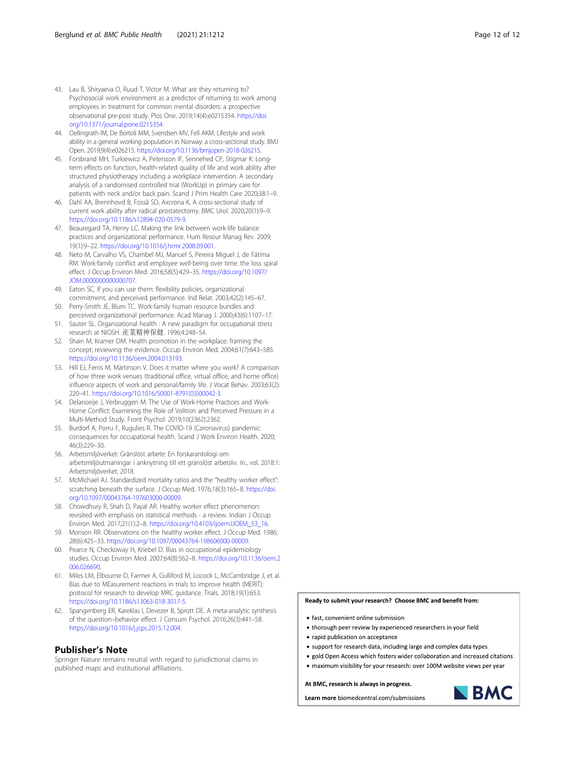43. Lau B, Shiryaeva O, Ruud T, Victor M. What are they returning to? Psychosocial work environment as a predictor of returning to work among employees in treatment for common mental disorders: a prospective observational pre-post study. Plos One. 2019;14(4):e0215354. https://doi.org/10.1371/journal.pone.0215354.
44. Oellingrath IM, De Bortoli MM, Svendsen MV, Fell AKM. Lifestyle and work ability in a general working population in Norway: a cross-sectional study. BMJ Open. 2019;9(4):e026215. https://doi.org/10.1136/bmjopen-2018-026215.
45. Forsbrand MH, Turkiewicz A, Petersson IF, Sennehed CP, Stigmar K: Long-term effects on function, health-related quality of life and work ability after structured physiotherapy including a workplace intervention. A secondary analysis of a randomised controlled trial (WorkUp) in primary care for patients with neck and/or back pain. Scand J Prim Health Care 2020;38:1–9.
46. Dahl AA, Brennhovd B, Fosså SD, Axcrona K. A cross-sectional study of current work ability after radical prostatectomy. BMC Urol. 2020;20(1):9–9. https://doi.org/10.1186/s12894-020-0579-9.
47. Beauregard TA, Henry LC. Making the link between work-life balance practices and organizational performance. Hum Resour Manag Rev. 2009; 19(1):9–22. https://doi.org/10.1016/j.hrmr.2008.09.001.
48. Neto M, Carvalho VS, Chambel MJ, Manuel S, Pereira Miguel J, de Fátima RM. Work-family conflict and employee well-being over time: the loss spiral effect. J Occup Environ Med. 2016;58(5):429–35. https://doi.org/10.1097/JOM.0000000000000707.
49. Eaton SC. If you can use them: flexibility policies, organizational commitment, and perceived performance. Ind Relat. 2003;42(2):145–67.
50. Perry-Smith JE, Blum TC. Work-family human resource bundles and perceived organizational performance. Acad Manag J. 2000;43(6):1107–17.
51. Sauter SL. Organizational health : A new paradigm for occupational stress research at NIOSH. 産業精神保健. 1996;4:248–54.
52. Shain M, Kramer DM. Health promotion in the workplace: framing the concept; reviewing the evidence. Occup Environ Med. 2004;61(7):643–585. https://doi.org/10.1136/oem.2004.013193.
53. Hill EJ, Ferris M, Märtinson V. Does it matter where you work? A comparison of how three work venues (traditional office, virtual office, and home office) influence aspects of work and personal/family life. J Vocat Behav. 2003;63(2): 220–41. https://doi.org/10.1016/S0001-8791(03)00042-3.
54. Delanoeije J, Verbruggen M: The Use of Work-Home Practices and Work-Home Conflict: Examining the Role of Volition and Perceived Pressure in a Multi-Method Study. Front Psychol. 2019;10(2362):2362.
55. Burdorf A, Porru F, Rugulies R. The COVID-19 (Coronavirus) pandemic: consequences for occupational health. Scand J Work Environ Health. 2020; 46(3):229–30.
56. Arbetsmiljöverket: Gränslöst arbete: En forskarantologi om arbetsmiljöutmaningar i anknytning till ett gränslöst arbetsliv. In., vol. 2018:1: Arbetsmiljöverket; 2018.
57. McMichael AJ. Standardized mortality ratios and the "healthy worker effect": scratching beneath the surface. J Occup Med. 1976;18(3):165–8. https://doi.org/10.1097/00043764-197603000-00009.
58. Chowdhury R, Shah D, Payal AR. Healthy worker effect phenomenon: revisited with emphasis on statistical methods - a review. Indian J Occup Environ Med. 2017;21(1):2–8. https://doi.org/10.4103/ijoem.IJOEM_53_16.
59. Monson RR. Observations on the healthy worker effect. J Occup Med. 1986; 28(6):425–33. https://doi.org/10.1097/00043764-198606000-00009.
60. Pearce N, Checkoway H, Kriebel D. Bias in occupational epidemiology studies. Occup Environ Med. 2007;64(8):562–8. https://doi.org/10.1136/oem.2006.026690.
61. Miles LM, Elbourne D, Farmer A, Gulliford M, Locock L, McCambridge J, et al. Bias due to MEasurement reactions in trials to improve health (MERIT): protocol for research to develop MRC guidance. Trials. 2018;19(1):653. https://doi.org/10.1186/s13063-018-3017-5.
62. Spangenberg ER, Kareklas I, Devezer B, Sprott DE. A meta-analytic synthesis of the question–behavior effect. J Consum Psychol. 2016;26(3):441–58. https://doi.org/10.1016/j.jcps.2015.12.004.

## Publisher's Note

Springer Nature remains neutral with regard to jurisdictional claims in published maps and institutional affiliations.

**Ready to submit your research? Choose BMC and benefit from:**

- fast, convenient online submission
- thorough peer review by experienced researchers in your field
- rapid publication on acceptance
- support for research data, including large and complex data types
- gold Open Access which fosters wider collaboration and increased citations
- maximum visibility for your research: over 100M website views per year

**At BMC, research is always in progress.**

**Learn more** biomedcentral.com/submissions

BMC